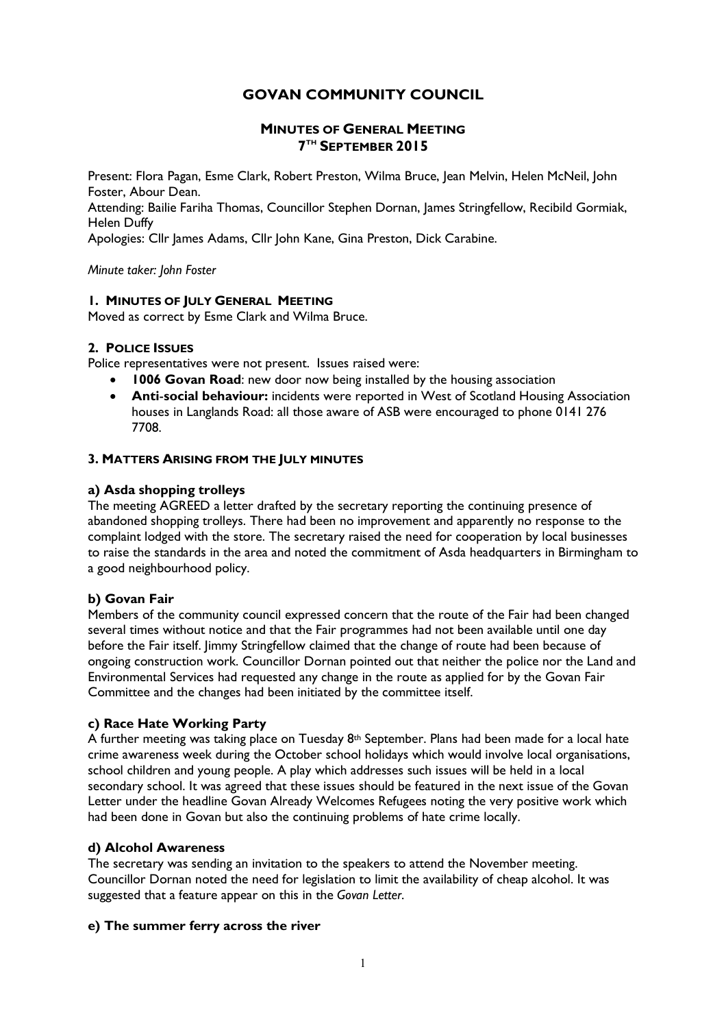# GOVAN COMMUNITY COUNCIL

## MINUTES OF GENERAL MEETING
## 7TH SEPTEMBER 2015

Present: Flora Pagan, Esme Clark, Robert Preston, Wilma Bruce, Jean Melvin, Helen McNeil, John Foster, Abour Dean.
Attending: Bailie Fariha Thomas, Councillor Stephen Dornan, James Stringfellow, Recibild Gormiak, Helen Duffy
Apologies: Cllr James Adams, Cllr John Kane, Gina Preston, Dick Carabine.

*Minute taker: John Foster*

### 1. MINUTES OF JULY GENERAL MEETING

Moved as correct by Esme Clark and Wilma Bruce.

### 2. POLICE ISSUES

Police representatives were not present. Issues raised were:

- **1006 Govan Road**: new door now being installed by the housing association
- **Anti-social behaviour:** incidents were reported in West of Scotland Housing Association houses in Langlands Road: all those aware of ASB were encouraged to phone 0141 276 7708.

### 3. MATTERS ARISING FROM THE JULY MINUTES

#### a) Asda shopping trolleys

The meeting AGREED a letter drafted by the secretary reporting the continuing presence of abandoned shopping trolleys. There had been no improvement and apparently no response to the complaint lodged with the store. The secretary raised the need for cooperation by local businesses to raise the standards in the area and noted the commitment of Asda headquarters in Birmingham to a good neighbourhood policy.

#### b) Govan Fair

Members of the community council expressed concern that the route of the Fair had been changed several times without notice and that the Fair programmes had not been available until one day before the Fair itself. Jimmy Stringfellow claimed that the change of route had been because of ongoing construction work. Councillor Dornan pointed out that neither the police nor the Land and Environmental Services had requested any change in the route as applied for by the Govan Fair Committee and the changes had been initiated by the committee itself.

#### c) Race Hate Working Party

A further meeting was taking place on Tuesday 8th September. Plans had been made for a local hate crime awareness week during the October school holidays which would involve local organisations, school children and young people. A play which addresses such issues will be held in a local secondary school. It was agreed that these issues should be featured in the next issue of the Govan Letter under the headline Govan Already Welcomes Refugees noting the very positive work which had been done in Govan but also the continuing problems of hate crime locally.

#### d) Alcohol Awareness

The secretary was sending an invitation to the speakers to attend the November meeting. Councillor Dornan noted the need for legislation to limit the availability of cheap alcohol. It was suggested that a feature appear on this in the *Govan Letter*.

#### e) The summer ferry across the river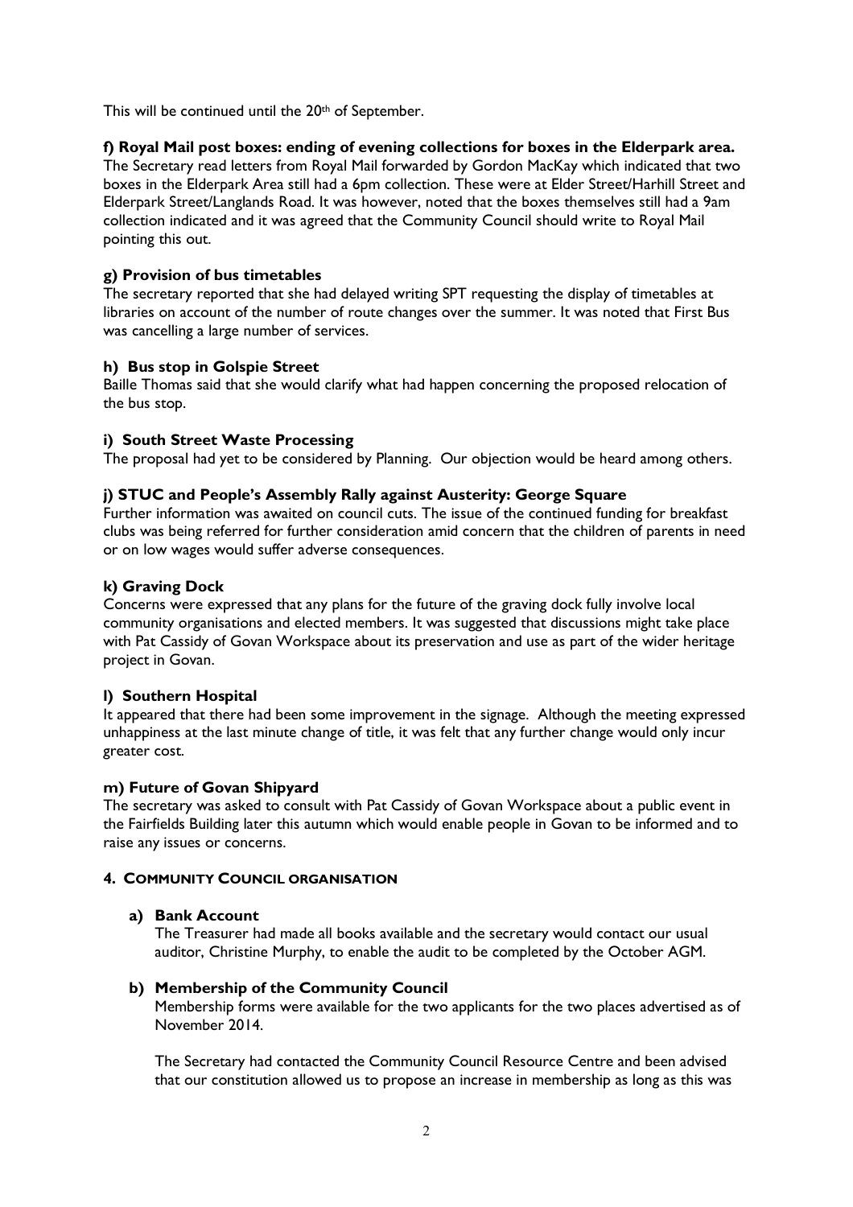This will be continued until the 20th of September.

**f) Royal Mail post boxes: ending of evening collections for boxes in the Elderpark area.**

The Secretary read letters from Royal Mail forwarded by Gordon MacKay which indicated that two boxes in the Elderpark Area still had a 6pm collection. These were at Elder Street/Harhill Street and Elderpark Street/Langlands Road. It was however, noted that the boxes themselves still had a 9am collection indicated and it was agreed that the Community Council should write to Royal Mail pointing this out.

**g) Provision of bus timetables**

The secretary reported that she had delayed writing SPT requesting the display of timetables at libraries on account of the number of route changes over the summer. It was noted that First Bus was cancelling a large number of services.

**h) Bus stop in Golspie Street**

Baille Thomas said that she would clarify what had happen concerning the proposed relocation of the bus stop.

**i) South Street Waste Processing**

The proposal had yet to be considered by Planning. Our objection would be heard among others.

**j) STUC and People's Assembly Rally against Austerity: George Square**

Further information was awaited on council cuts. The issue of the continued funding for breakfast clubs was being referred for further consideration amid concern that the children of parents in need or on low wages would suffer adverse consequences.

**k) Graving Dock**

Concerns were expressed that any plans for the future of the graving dock fully involve local community organisations and elected members. It was suggested that discussions might take place with Pat Cassidy of Govan Workspace about its preservation and use as part of the wider heritage project in Govan.

**l) Southern Hospital**

It appeared that there had been some improvement in the signage. Although the meeting expressed unhappiness at the last minute change of title, it was felt that any further change would only incur greater cost.

**m) Future of Govan Shipyard**

The secretary was asked to consult with Pat Cassidy of Govan Workspace about a public event in the Fairfields Building later this autumn which would enable people in Govan to be informed and to raise any issues or concerns.

## 4. COMMUNITY COUNCIL ORGANISATION

**a) Bank Account**

The Treasurer had made all books available and the secretary would contact our usual auditor, Christine Murphy, to enable the audit to be completed by the October AGM.

**b) Membership of the Community Council**

Membership forms were available for the two applicants for the two places advertised as of November 2014.

The Secretary had contacted the Community Council Resource Centre and been advised that our constitution allowed us to propose an increase in membership as long as this was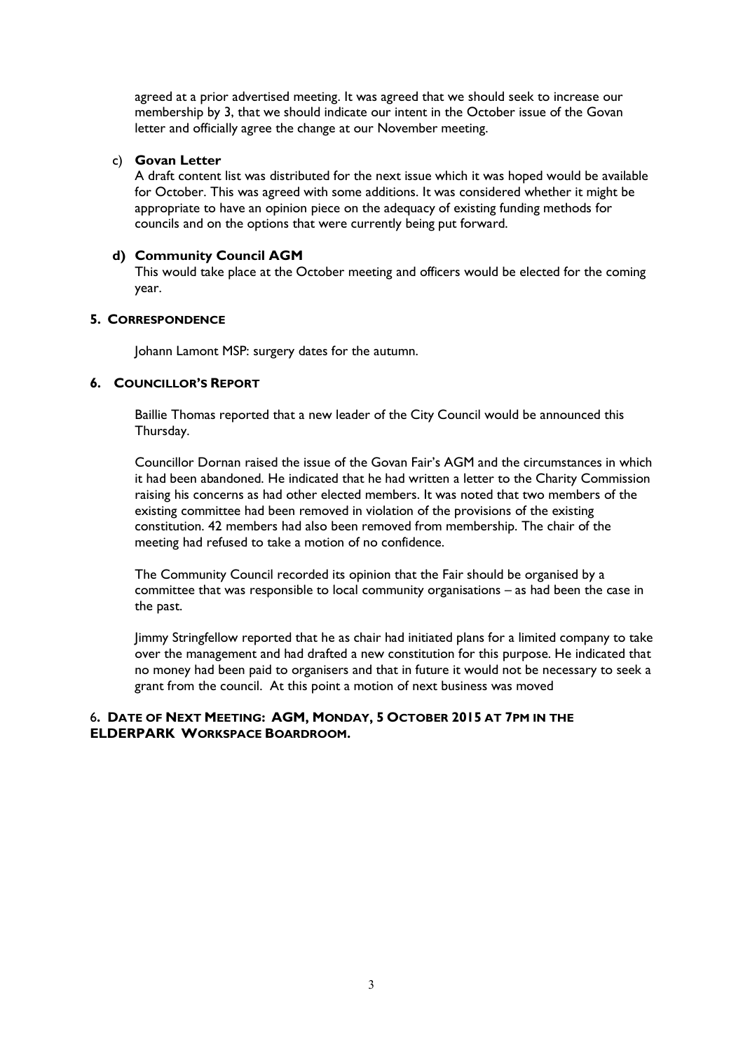agreed at a prior advertised meeting. It was agreed that we should seek to increase our membership by 3, that we should indicate our intent in the October issue of the Govan letter and officially agree the change at our November meeting.

c) **Govan Letter**

A draft content list was distributed for the next issue which it was hoped would be available for October. This was agreed with some additions. It was considered whether it might be appropriate to have an opinion piece on the adequacy of existing funding methods for councils and on the options that were currently being put forward.

**d) Community Council AGM**

This would take place at the October meeting and officers would be elected for the coming year.

## 5. CORRESPONDENCE

Johann Lamont MSP: surgery dates for the autumn.

## 6. COUNCILLOR'S REPORT

Baillie Thomas reported that a new leader of the City Council would be announced this Thursday.

Councillor Dornan raised the issue of the Govan Fair's AGM and the circumstances in which it had been abandoned. He indicated that he had written a letter to the Charity Commission raising his concerns as had other elected members. It was noted that two members of the existing committee had been removed in violation of the provisions of the existing constitution. 42 members had also been removed from membership. The chair of the meeting had refused to take a motion of no confidence.

The Community Council recorded its opinion that the Fair should be organised by a committee that was responsible to local community organisations – as had been the case in the past.

Jimmy Stringfellow reported that he as chair had initiated plans for a limited company to take over the management and had drafted a new constitution for this purpose. He indicated that no money had been paid to organisers and that in future it would not be necessary to seek a grant from the council. At this point a motion of next business was moved

## 6. DATE OF NEXT MEETING: AGM, MONDAY, 5 OCTOBER 2015 AT 7PM IN THE ELDERPARK WORKSPACE BOARDROOM.